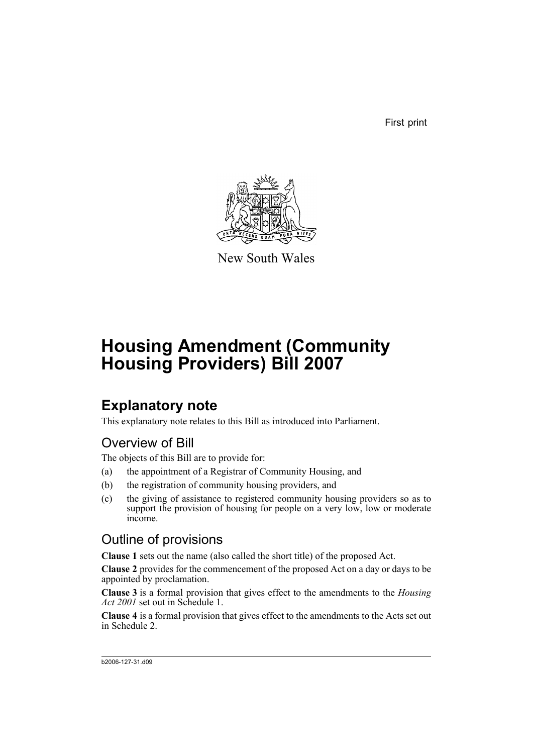First print

New South Wales

# Housing Amendment (Community Housing Providers) Bill 2007

## Explanatory note

This explanatory note relates to this Bill as introduced into Parliament.

### Overview of Bill

The objects of this Bill are to provide for:

(a) the appointment of a Registrar of Community Housing, and

(b) the registration of community housing providers, and

(c) the giving of assistance to registered community housing providers so as to support the provision of housing for people on a very low, low or moderate income.

### Outline of provisions

**Clause 1** sets out the name (also called the short title) of the proposed Act.

**Clause 2** provides for the commencement of the proposed Act on a day or days to be appointed by proclamation.

**Clause 3** is a formal provision that gives effect to the amendments to the *Housing Act 2001* set out in Schedule 1.

**Clause 4** is a formal provision that gives effect to the amendments to the Acts set out in Schedule 2.

b2006-127-31.d09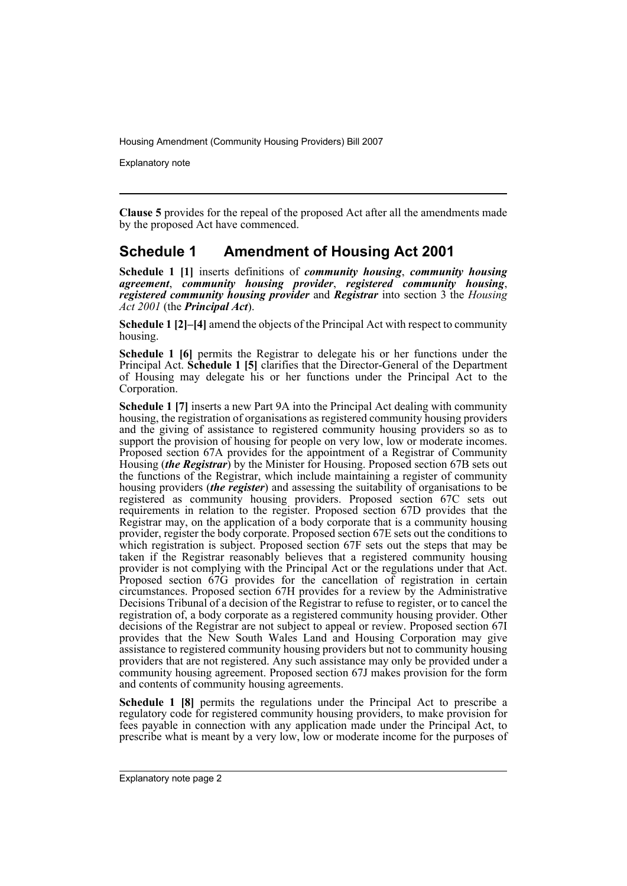**Clause 5** provides for the repeal of the proposed Act after all the amendments made by the proposed Act have commenced.

## Schedule 1 Amendment of Housing Act 2001

**Schedule 1 [1]** inserts definitions of ***community housing***, ***community housing agreement***, ***community housing provider***, ***registered community housing***, ***registered community housing provider*** and ***Registrar*** into section 3 the *Housing Act 2001* (the ***Principal Act***).

**Schedule 1 [2]–[4]** amend the objects of the Principal Act with respect to community housing.

**Schedule 1 [6]** permits the Registrar to delegate his or her functions under the Principal Act. **Schedule 1 [5]** clarifies that the Director-General of the Department of Housing may delegate his or her functions under the Principal Act to the Corporation.

**Schedule 1 [7]** inserts a new Part 9A into the Principal Act dealing with community housing, the registration of organisations as registered community housing providers and the giving of assistance to registered community housing providers so as to support the provision of housing for people on very low, low or moderate incomes. Proposed section 67A provides for the appointment of a Registrar of Community Housing (***the Registrar***) by the Minister for Housing. Proposed section 67B sets out the functions of the Registrar, which include maintaining a register of community housing providers (***the register***) and assessing the suitability of organisations to be registered as community housing providers. Proposed section 67C sets out requirements in relation to the register. Proposed section 67D provides that the Registrar may, on the application of a body corporate that is a community housing provider, register the body corporate. Proposed section 67E sets out the conditions to which registration is subject. Proposed section 67F sets out the steps that may be taken if the Registrar reasonably believes that a registered community housing provider is not complying with the Principal Act or the regulations under that Act. Proposed section 67G provides for the cancellation of registration in certain circumstances. Proposed section 67H provides for a review by the Administrative Decisions Tribunal of a decision of the Registrar to refuse to register, or to cancel the registration of, a body corporate as a registered community housing provider. Other decisions of the Registrar are not subject to appeal or review. Proposed section 67I provides that the New South Wales Land and Housing Corporation may give assistance to registered community housing providers but not to community housing providers that are not registered. Any such assistance may only be provided under a community housing agreement. Proposed section 67J makes provision for the form and contents of community housing agreements.

**Schedule 1 [8]** permits the regulations under the Principal Act to prescribe a regulatory code for registered community housing providers, to make provision for fees payable in connection with any application made under the Principal Act, to prescribe what is meant by a very low, low or moderate income for the purposes of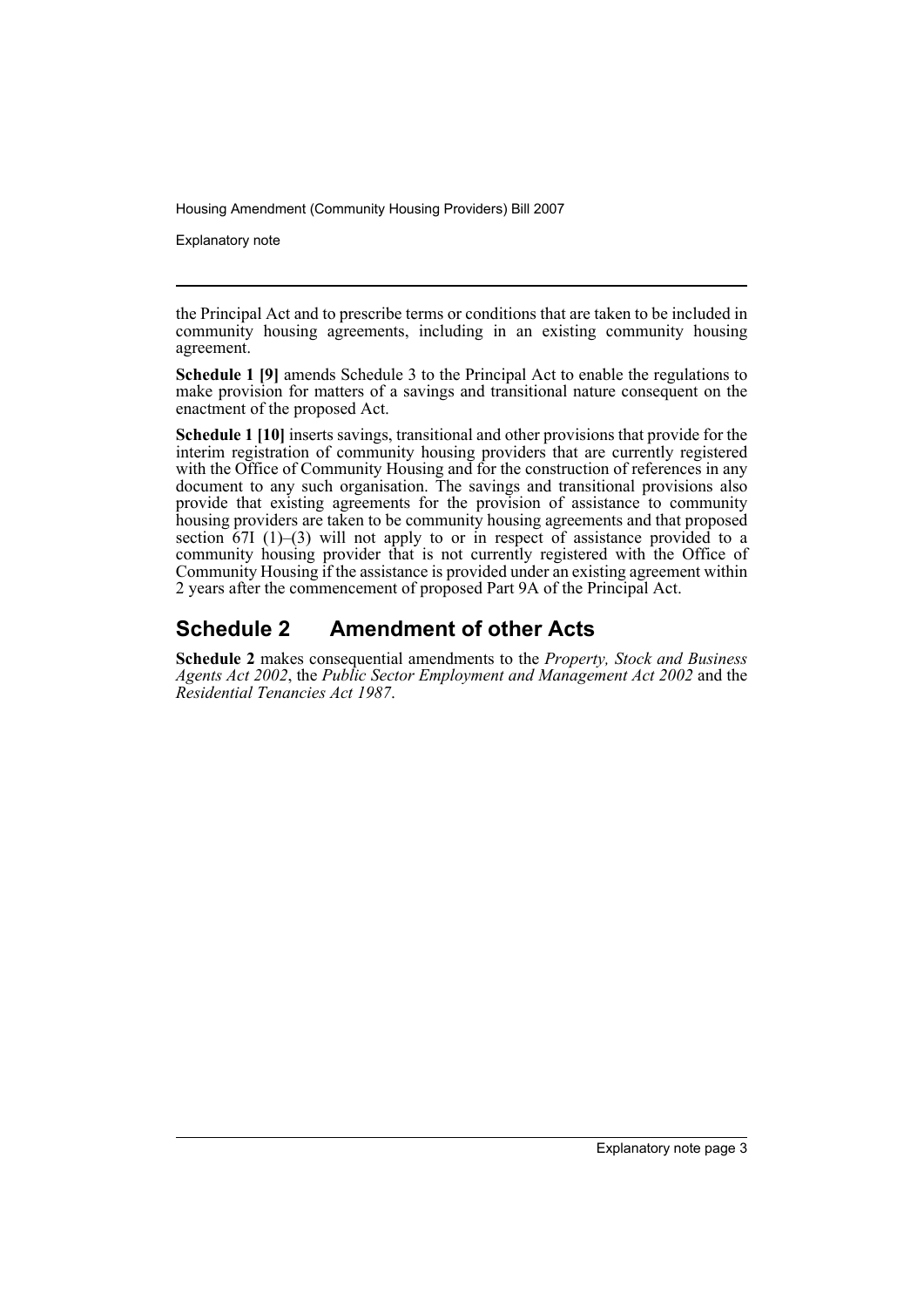the Principal Act and to prescribe terms or conditions that are taken to be included in community housing agreements, including in an existing community housing agreement.

**Schedule 1 [9]** amends Schedule 3 to the Principal Act to enable the regulations to make provision for matters of a savings and transitional nature consequent on the enactment of the proposed Act.

**Schedule 1 [10]** inserts savings, transitional and other provisions that provide for the interim registration of community housing providers that are currently registered with the Office of Community Housing and for the construction of references in any document to any such organisation. The savings and transitional provisions also provide that existing agreements for the provision of assistance to community housing providers are taken to be community housing agreements and that proposed section 67I (1)–(3) will not apply to or in respect of assistance provided to a community housing provider that is not currently registered with the Office of Community Housing if the assistance is provided under an existing agreement within 2 years after the commencement of proposed Part 9A of the Principal Act.

## Schedule 2 Amendment of other Acts

**Schedule 2** makes consequential amendments to the *Property, Stock and Business Agents Act 2002*, the *Public Sector Employment and Management Act 2002* and the *Residential Tenancies Act 1987*.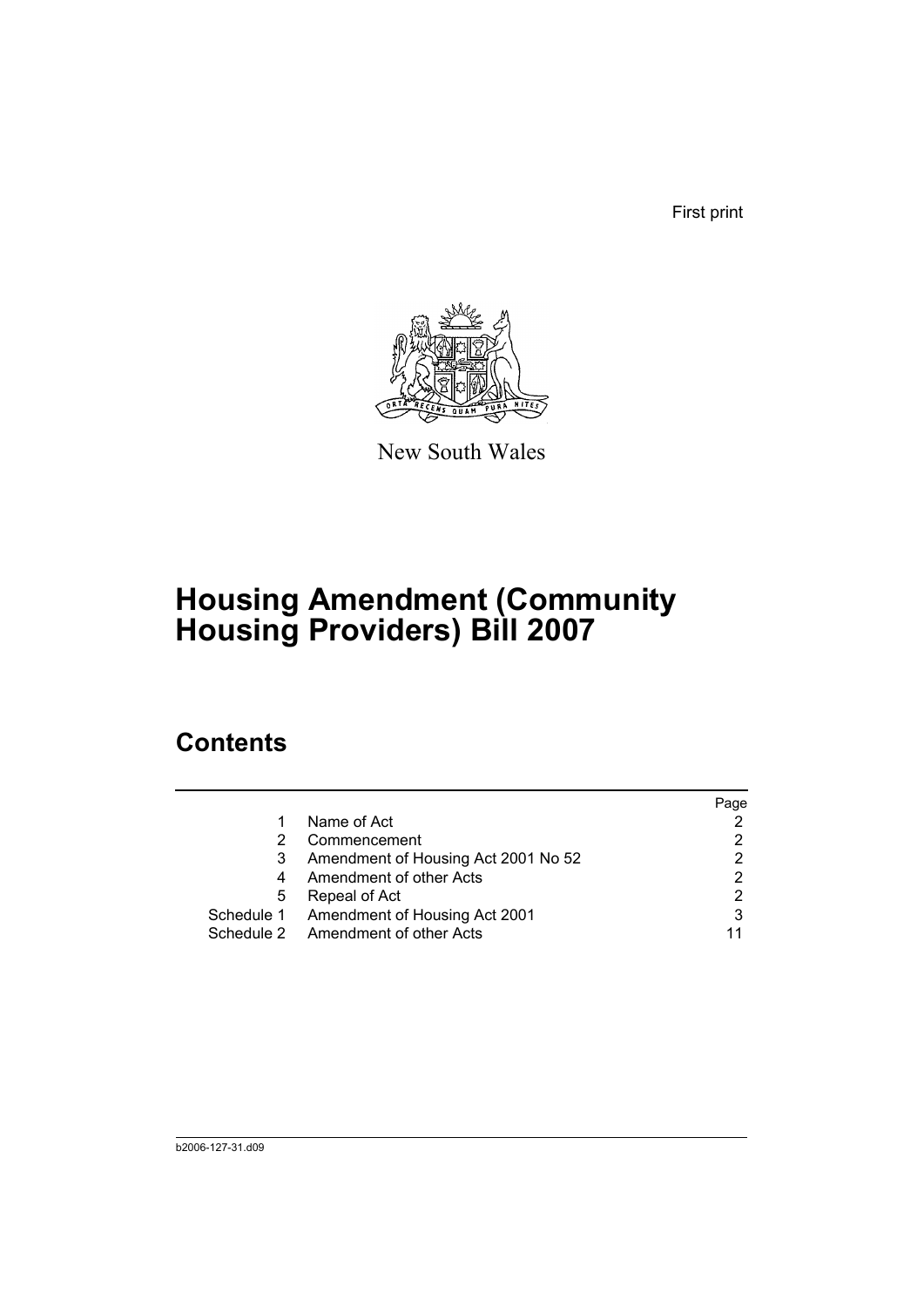First print

New South Wales

# Housing Amendment (Community Housing Providers) Bill 2007

## Contents

| | | Page |
|---|---|---|
| 1 | Name of Act | 2 |
| 2 | Commencement | 2 |
| 3 | Amendment of Housing Act 2001 No 52 | 2 |
| 4 | Amendment of other Acts | 2 |
| 5 | Repeal of Act | 2 |
| Schedule 1 | Amendment of Housing Act 2001 | 3 |
| Schedule 2 | Amendment of other Acts | 11 |

b2006-127-31.d09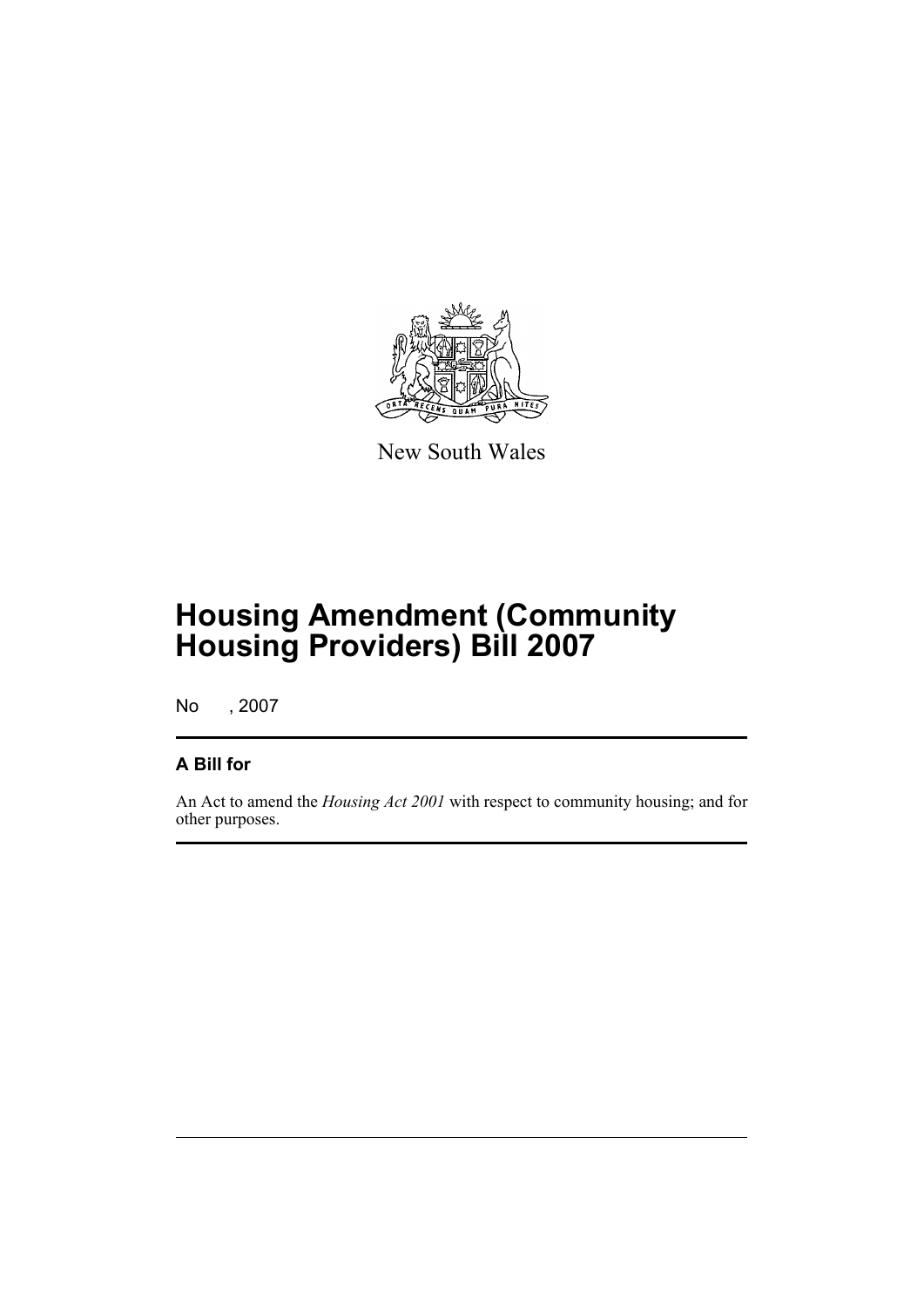New South Wales

# Housing Amendment (Community Housing Providers) Bill 2007

No , 2007

## A Bill for

An Act to amend the *Housing Act 2001* with respect to community housing; and for other purposes.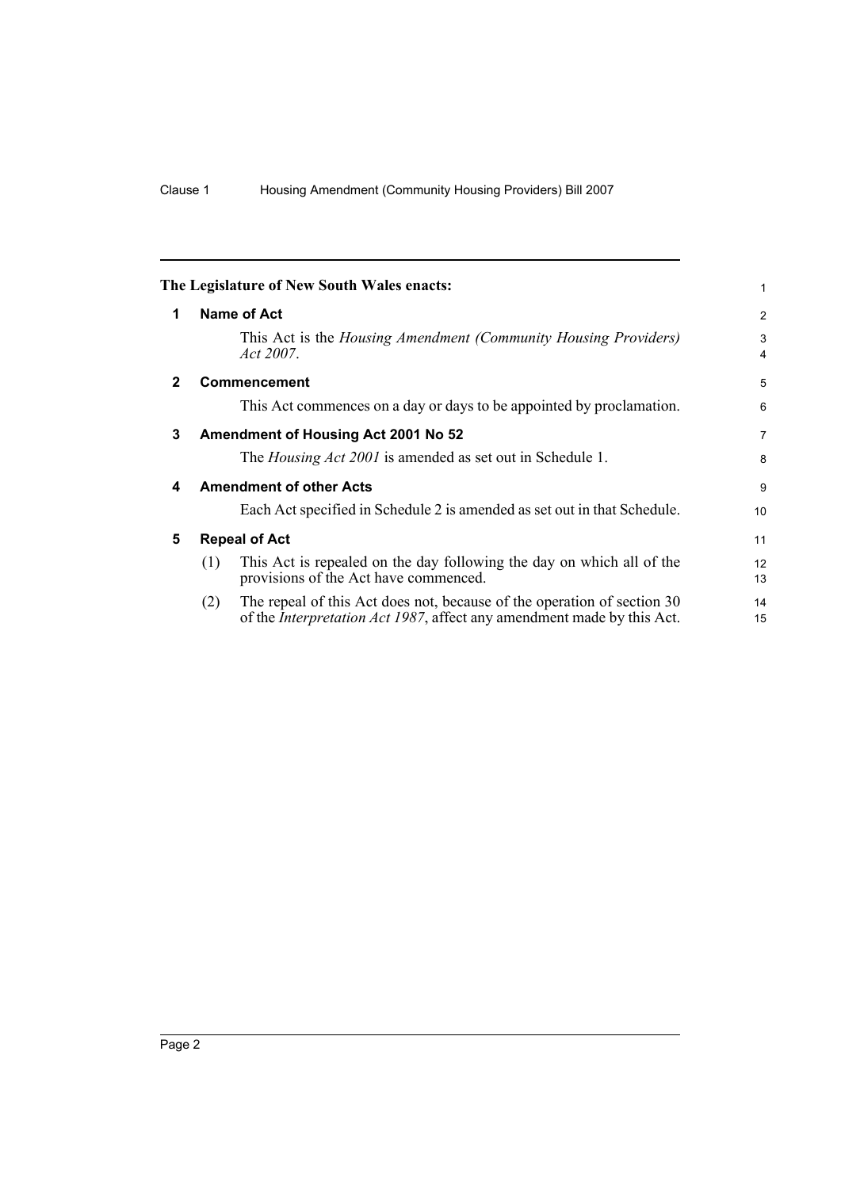The Legislature of New South Wales enacts:

## 1 Name of Act

This Act is the *Housing Amendment (Community Housing Providers) Act 2007*.

## 2 Commencement

This Act commences on a day or days to be appointed by proclamation.

## 3 Amendment of Housing Act 2001 No 52

The *Housing Act 2001* is amended as set out in Schedule 1.

## 4 Amendment of other Acts

Each Act specified in Schedule 2 is amended as set out in that Schedule.

## 5 Repeal of Act

(1) This Act is repealed on the day following the day on which all of the provisions of the Act have commenced.

(2) The repeal of this Act does not, because of the operation of section 30 of the *Interpretation Act 1987*, affect any amendment made by this Act.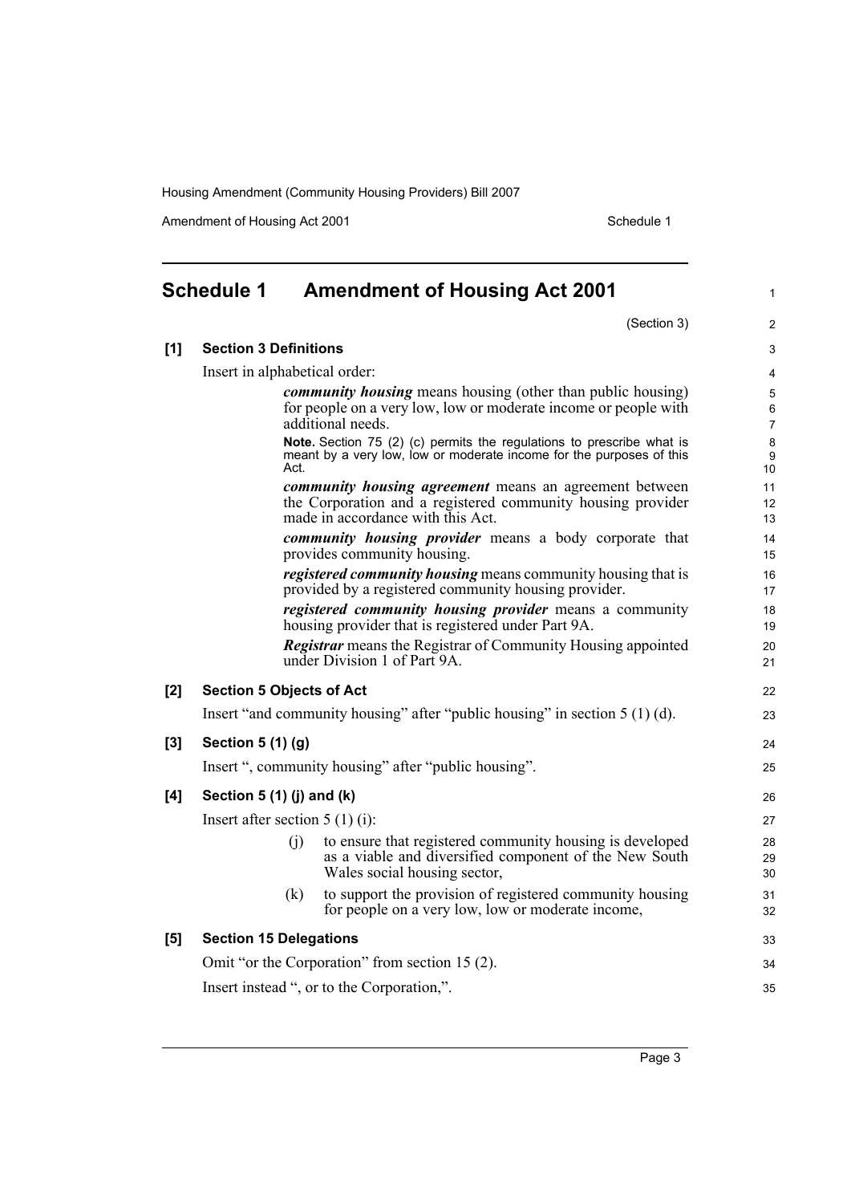# Schedule 1 Amendment of Housing Act 2001

(Section 3)

**[1] Section 3 Definitions**

Insert in alphabetical order:

> ***community housing*** means housing (other than public housing) for people on a very low, low or moderate income or people with additional needs.
>
> **Note.** Section 75 (2) (c) permits the regulations to prescribe what is meant by a very low, low or moderate income for the purposes of this Act.
>
> ***community housing agreement*** means an agreement between the Corporation and a registered community housing provider made in accordance with this Act.
>
> ***community housing provider*** means a body corporate that provides community housing.
>
> ***registered community housing*** means community housing that is provided by a registered community housing provider.
>
> ***registered community housing provider*** means a community housing provider that is registered under Part 9A.
>
> ***Registrar*** means the Registrar of Community Housing appointed under Division 1 of Part 9A.

**[2] Section 5 Objects of Act**

Insert "and community housing" after "public housing" in section 5 (1) (d).

**[3] Section 5 (1) (g)**

Insert ", community housing" after "public housing".

**[4] Section 5 (1) (j) and (k)**

Insert after section 5 (1) (i):

> (j) to ensure that registered community housing is developed as a viable and diversified component of the New South Wales social housing sector,
>
> (k) to support the provision of registered community housing for people on a very low, low or moderate income,

**[5] Section 15 Delegations**

Omit "or the Corporation" from section 15 (2).

Insert instead ", or to the Corporation,".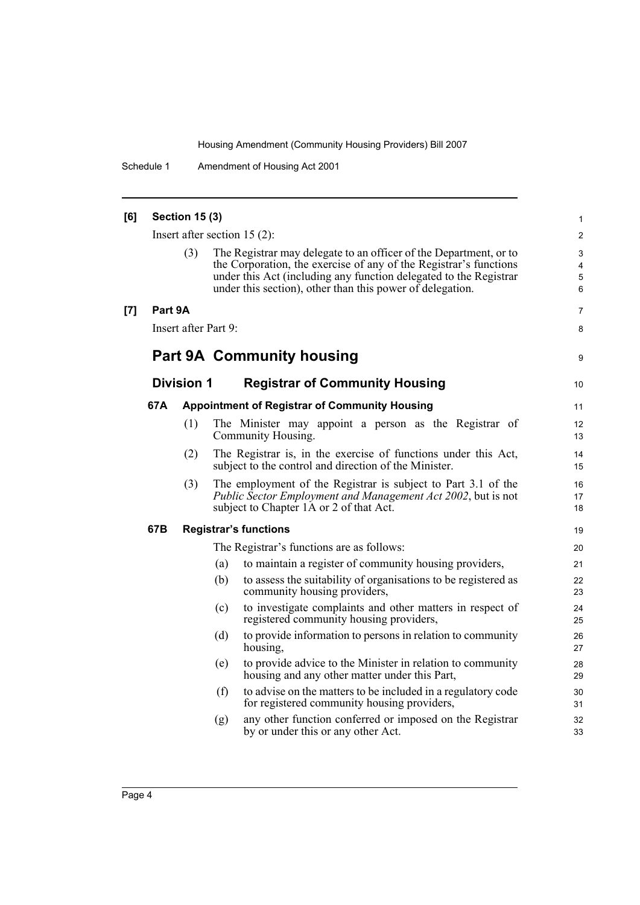**[6] Section 15 (3)**

Insert after section 15 (2):

(3) The Registrar may delegate to an officer of the Department, or to the Corporation, the exercise of any of the Registrar's functions under this Act (including any function delegated to the Registrar under this section), other than this power of delegation.

**[7] Part 9A**

Insert after Part 9:

# Part 9A Community housing

## Division 1 Registrar of Community Housing

### 67A Appointment of Registrar of Community Housing

(1) The Minister may appoint a person as the Registrar of Community Housing.

(2) The Registrar is, in the exercise of functions under this Act, subject to the control and direction of the Minister.

(3) The employment of the Registrar is subject to Part 3.1 of the *Public Sector Employment and Management Act 2002*, but is not subject to Chapter 1A or 2 of that Act.

### 67B Registrar's functions

The Registrar's functions are as follows:

(a) to maintain a register of community housing providers,

(b) to assess the suitability of organisations to be registered as community housing providers,

(c) to investigate complaints and other matters in respect of registered community housing providers,

(d) to provide information to persons in relation to community housing,

(e) to provide advice to the Minister in relation to community housing and any other matter under this Part,

(f) to advise on the matters to be included in a regulatory code for registered community housing providers,

(g) any other function conferred or imposed on the Registrar by or under this or any other Act.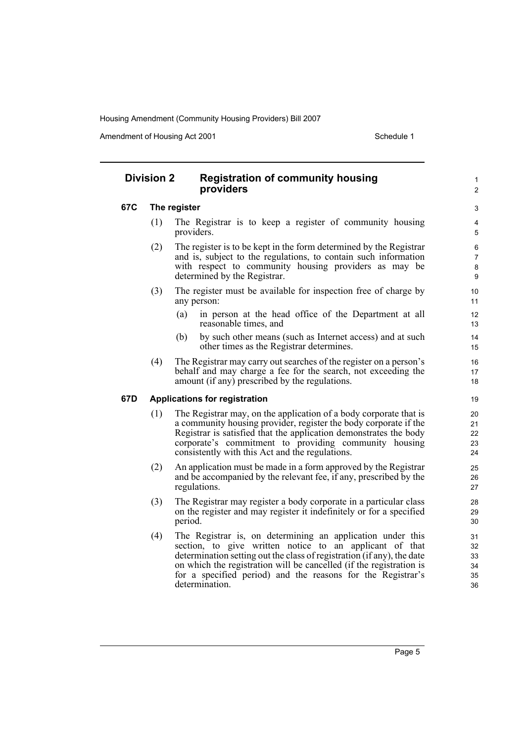## Division 2 Registration of community housing providers

### 67C The register

(1) The Registrar is to keep a register of community housing providers.

(2) The register is to be kept in the form determined by the Registrar and is, subject to the regulations, to contain such information with respect to community housing providers as may be determined by the Registrar.

(3) The register must be available for inspection free of charge by any person:

- (a) in person at the head office of the Department at all reasonable times, and
- (b) by such other means (such as Internet access) and at such other times as the Registrar determines.

(4) The Registrar may carry out searches of the register on a person's behalf and may charge a fee for the search, not exceeding the amount (if any) prescribed by the regulations.

### 67D Applications for registration

(1) The Registrar may, on the application of a body corporate that is a community housing provider, register the body corporate if the Registrar is satisfied that the application demonstrates the body corporate's commitment to providing community housing consistently with this Act and the regulations.

(2) An application must be made in a form approved by the Registrar and be accompanied by the relevant fee, if any, prescribed by the regulations.

(3) The Registrar may register a body corporate in a particular class on the register and may register it indefinitely or for a specified period.

(4) The Registrar is, on determining an application under this section, to give written notice to an applicant of that determination setting out the class of registration (if any), the date on which the registration will be cancelled (if the registration is for a specified period) and the reasons for the Registrar's determination.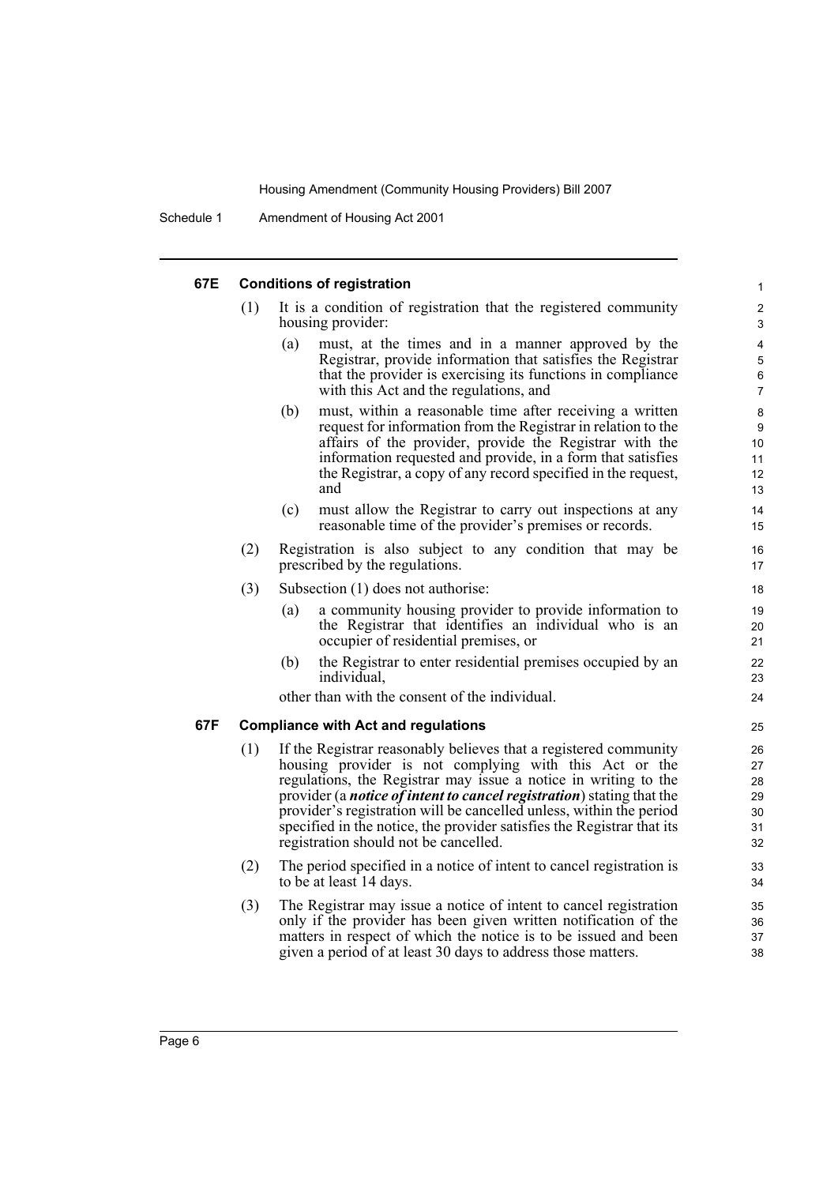#### 67E Conditions of registration

(1) It is a condition of registration that the registered community housing provider:

(a) must, at the times and in a manner approved by the Registrar, provide information that satisfies the Registrar that the provider is exercising its functions in compliance with this Act and the regulations, and

(b) must, within a reasonable time after receiving a written request for information from the Registrar in relation to the affairs of the provider, provide the Registrar with the information requested and provide, in a form that satisfies the Registrar, a copy of any record specified in the request, and

(c) must allow the Registrar to carry out inspections at any reasonable time of the provider's premises or records.

(2) Registration is also subject to any condition that may be prescribed by the regulations.

(3) Subsection (1) does not authorise:

(a) a community housing provider to provide information to the Registrar that identifies an individual who is an occupier of residential premises, or

(b) the Registrar to enter residential premises occupied by an individual,

other than with the consent of the individual.

#### 67F Compliance with Act and regulations

(1) If the Registrar reasonably believes that a registered community housing provider is not complying with this Act or the regulations, the Registrar may issue a notice in writing to the provider (a ***notice of intent to cancel registration***) stating that the provider's registration will be cancelled unless, within the period specified in the notice, the provider satisfies the Registrar that its registration should not be cancelled.

(2) The period specified in a notice of intent to cancel registration is to be at least 14 days.

(3) The Registrar may issue a notice of intent to cancel registration only if the provider has been given written notification of the matters in respect of which the notice is to be issued and been given a period of at least 30 days to address those matters.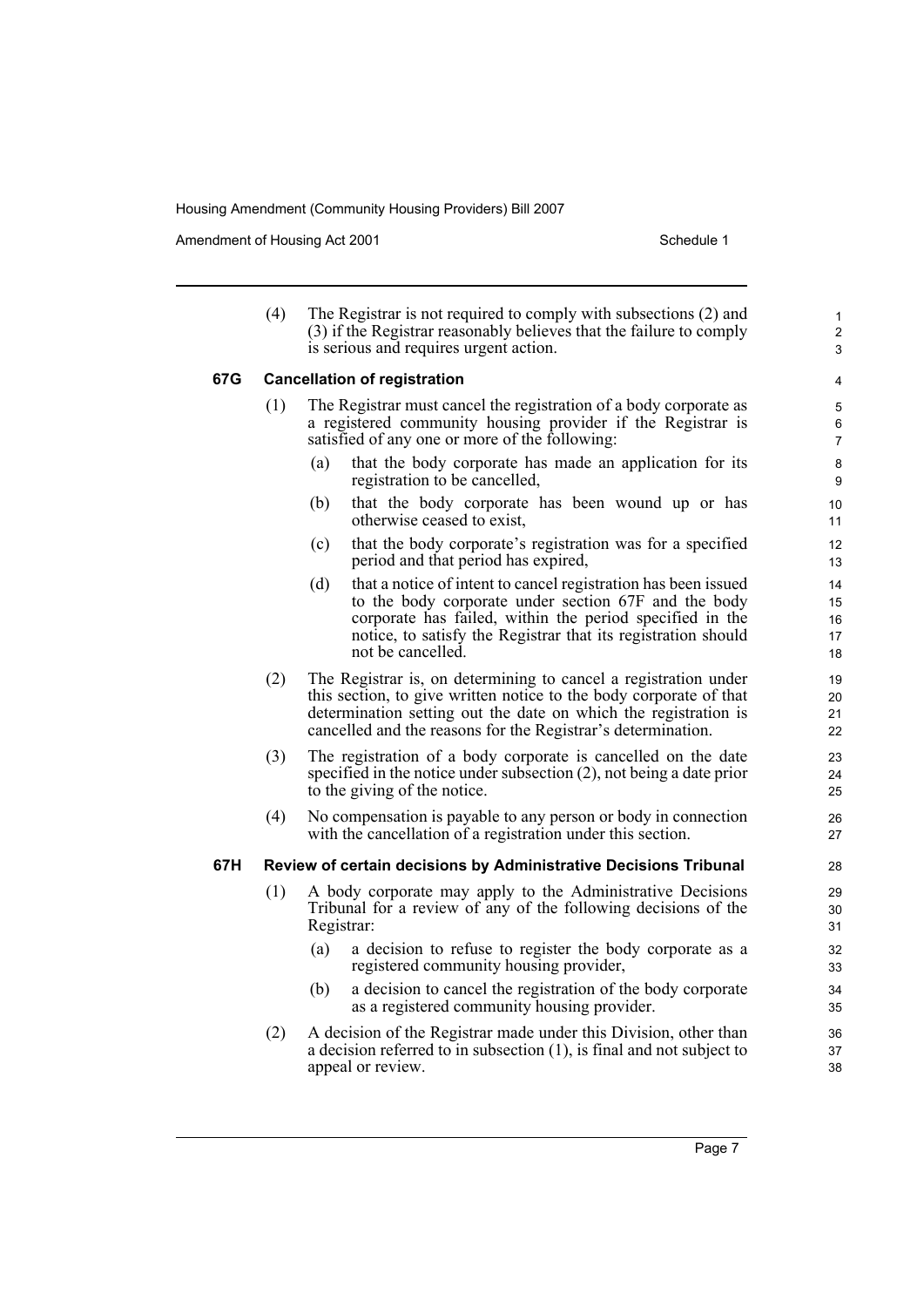(4) The Registrar is not required to comply with subsections (2) and (3) if the Registrar reasonably believes that the failure to comply is serious and requires urgent action.

### 67G Cancellation of registration

(1) The Registrar must cancel the registration of a body corporate as a registered community housing provider if the Registrar is satisfied of any one or more of the following:

- (a) that the body corporate has made an application for its registration to be cancelled,
- (b) that the body corporate has been wound up or has otherwise ceased to exist,
- (c) that the body corporate's registration was for a specified period and that period has expired,
- (d) that a notice of intent to cancel registration has been issued to the body corporate under section 67F and the body corporate has failed, within the period specified in the notice, to satisfy the Registrar that its registration should not be cancelled.

(2) The Registrar is, on determining to cancel a registration under this section, to give written notice to the body corporate of that determination setting out the date on which the registration is cancelled and the reasons for the Registrar's determination.

(3) The registration of a body corporate is cancelled on the date specified in the notice under subsection (2), not being a date prior to the giving of the notice.

(4) No compensation is payable to any person or body in connection with the cancellation of a registration under this section.

### 67H Review of certain decisions by Administrative Decisions Tribunal

(1) A body corporate may apply to the Administrative Decisions Tribunal for a review of any of the following decisions of the Registrar:

- (a) a decision to refuse to register the body corporate as a registered community housing provider,
- (b) a decision to cancel the registration of the body corporate as a registered community housing provider.

(2) A decision of the Registrar made under this Division, other than a decision referred to in subsection (1), is final and not subject to appeal or review.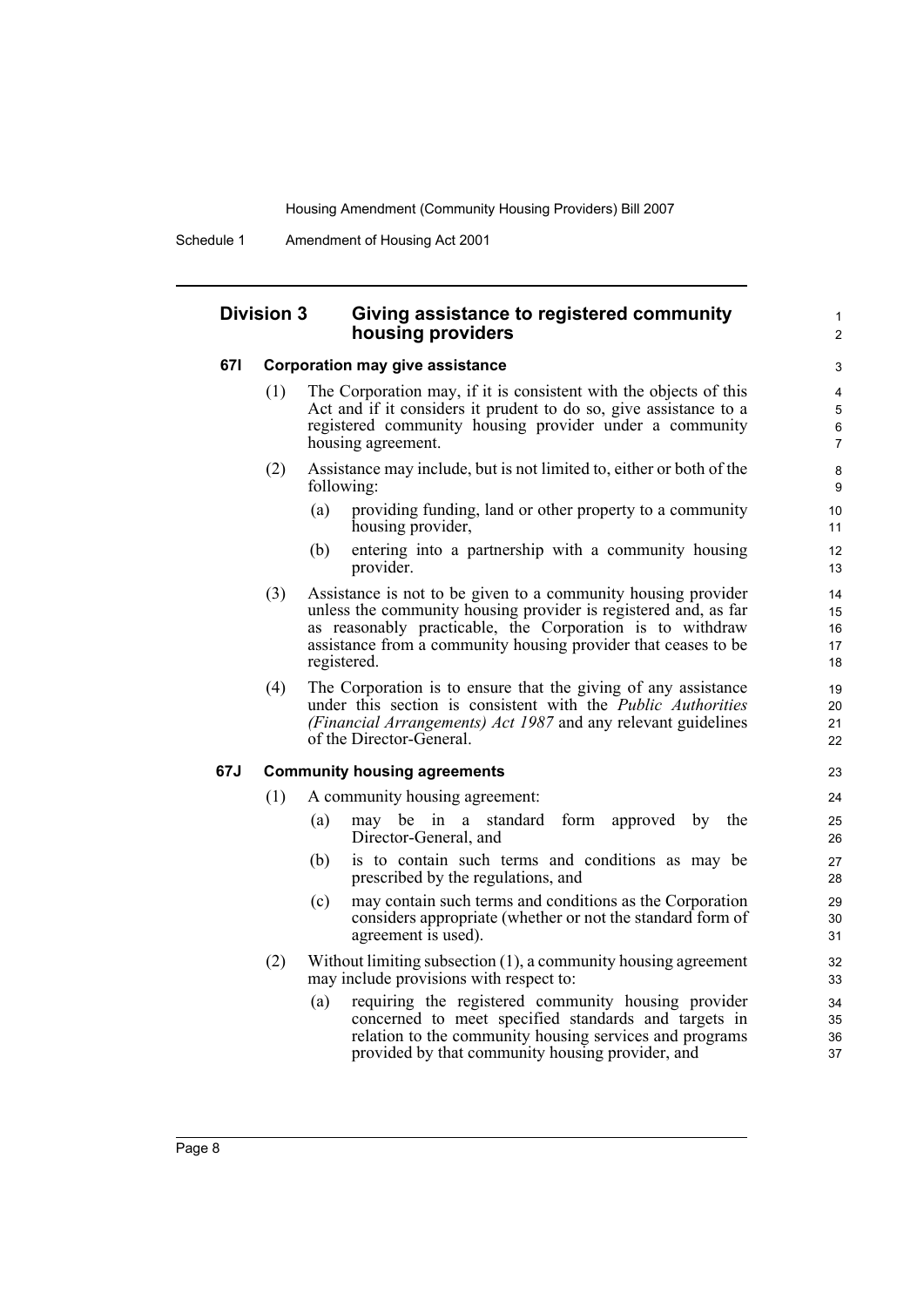## Division 3 Giving assistance to registered community housing providers

### 67I Corporation may give assistance

(1) The Corporation may, if it is consistent with the objects of this Act and if it considers it prudent to do so, give assistance to a registered community housing provider under a community housing agreement.

(2) Assistance may include, but is not limited to, either or both of the following:

(a) providing funding, land or other property to a community housing provider,

(b) entering into a partnership with a community housing provider.

(3) Assistance is not to be given to a community housing provider unless the community housing provider is registered and, as far as reasonably practicable, the Corporation is to withdraw assistance from a community housing provider that ceases to be registered.

(4) The Corporation is to ensure that the giving of any assistance under this section is consistent with the *Public Authorities (Financial Arrangements) Act 1987* and any relevant guidelines of the Director-General.

### 67J Community housing agreements

(1) A community housing agreement:

(a) may be in a standard form approved by the Director-General, and

(b) is to contain such terms and conditions as may be prescribed by the regulations, and

(c) may contain such terms and conditions as the Corporation considers appropriate (whether or not the standard form of agreement is used).

(2) Without limiting subsection (1), a community housing agreement may include provisions with respect to:

(a) requiring the registered community housing provider concerned to meet specified standards and targets in relation to the community housing services and programs provided by that community housing provider, and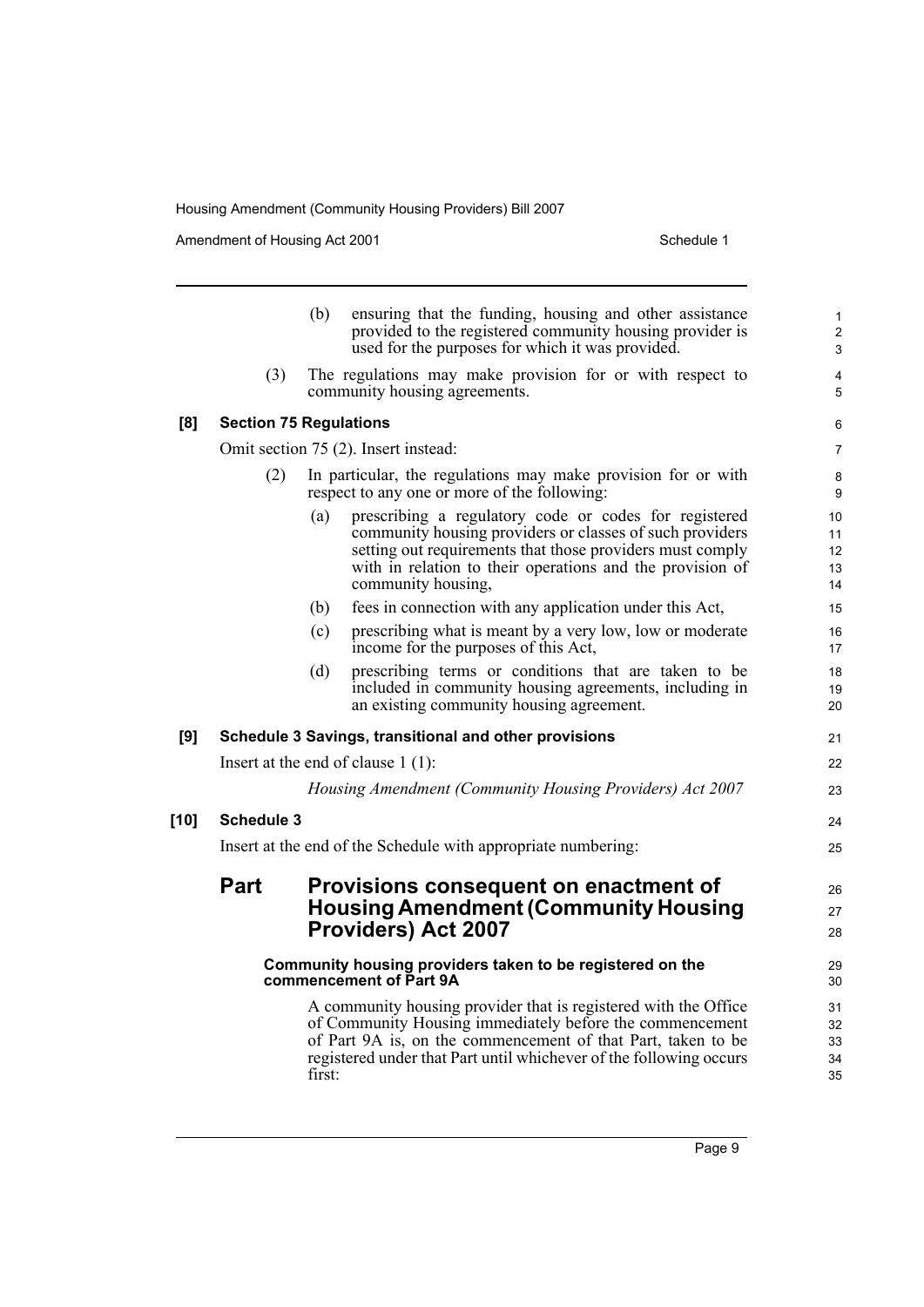(b) ensuring that the funding, housing and other assistance provided to the registered community housing provider is used for the purposes for which it was provided.

(3) The regulations may make provision for or with respect to community housing agreements.

**[8] Section 75 Regulations**

Omit section 75 (2). Insert instead:

(2) In particular, the regulations may make provision for or with respect to any one or more of the following:

(a) prescribing a regulatory code or codes for registered community housing providers or classes of such providers setting out requirements that those providers must comply with in relation to their operations and the provision of community housing,

(b) fees in connection with any application under this Act,

(c) prescribing what is meant by a very low, low or moderate income for the purposes of this Act,

(d) prescribing terms or conditions that are taken to be included in community housing agreements, including in an existing community housing agreement.

**[9] Schedule 3 Savings, transitional and other provisions**

Insert at the end of clause 1 (1):

*Housing Amendment (Community Housing Providers) Act 2007*

**[10] Schedule 3**

Insert at the end of the Schedule with appropriate numbering:

## Part Provisions consequent on enactment of Housing Amendment (Community Housing Providers) Act 2007

**Community housing providers taken to be registered on the commencement of Part 9A**

A community housing provider that is registered with the Office of Community Housing immediately before the commencement of Part 9A is, on the commencement of that Part, taken to be registered under that Part until whichever of the following occurs first: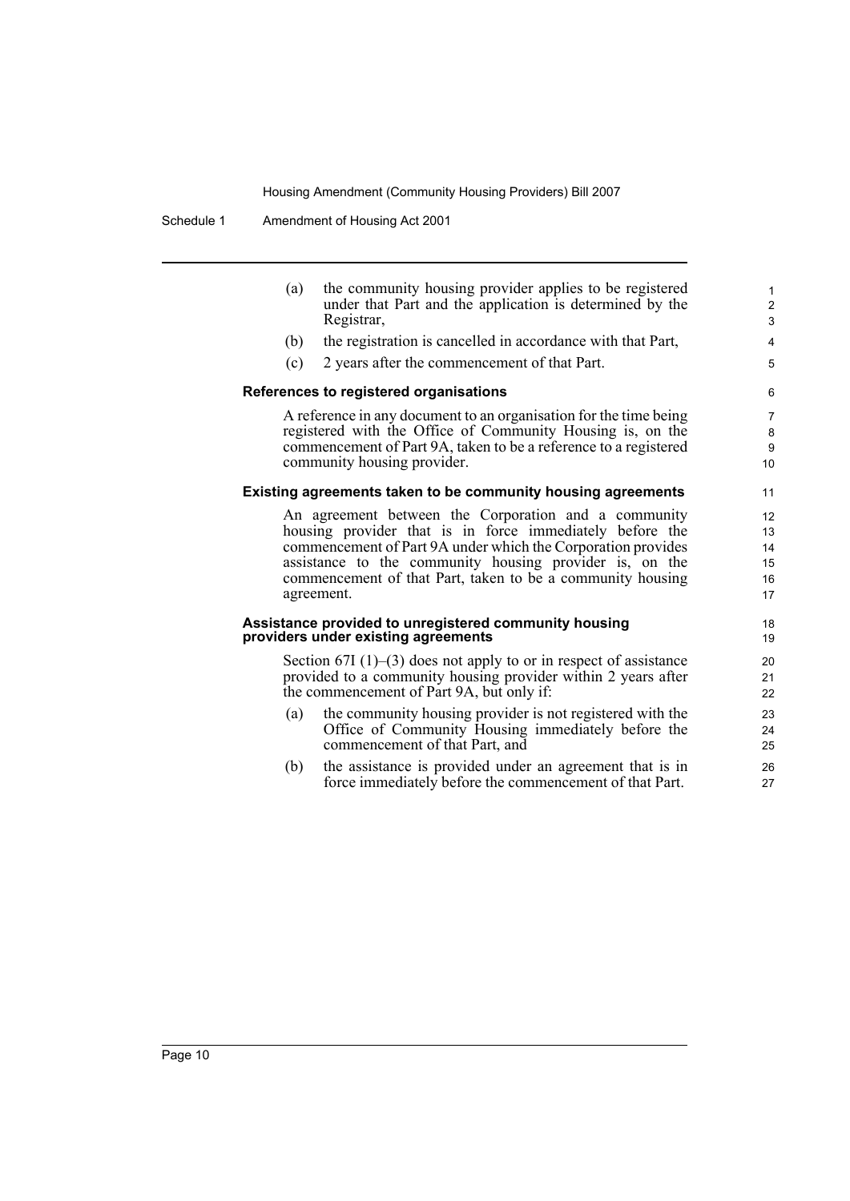(a) the community housing provider applies to be registered under that Part and the application is determined by the Registrar,

(b) the registration is cancelled in accordance with that Part,

(c) 2 years after the commencement of that Part.

#### References to registered organisations

A reference in any document to an organisation for the time being registered with the Office of Community Housing is, on the commencement of Part 9A, taken to be a reference to a registered community housing provider.

#### Existing agreements taken to be community housing agreements

An agreement between the Corporation and a community housing provider that is in force immediately before the commencement of Part 9A under which the Corporation provides assistance to the community housing provider is, on the commencement of that Part, taken to be a community housing agreement.

#### Assistance provided to unregistered community housing providers under existing agreements

Section 67I (1)–(3) does not apply to or in respect of assistance provided to a community housing provider within 2 years after the commencement of Part 9A, but only if:

(a) the community housing provider is not registered with the Office of Community Housing immediately before the commencement of that Part, and

(b) the assistance is provided under an agreement that is in force immediately before the commencement of that Part.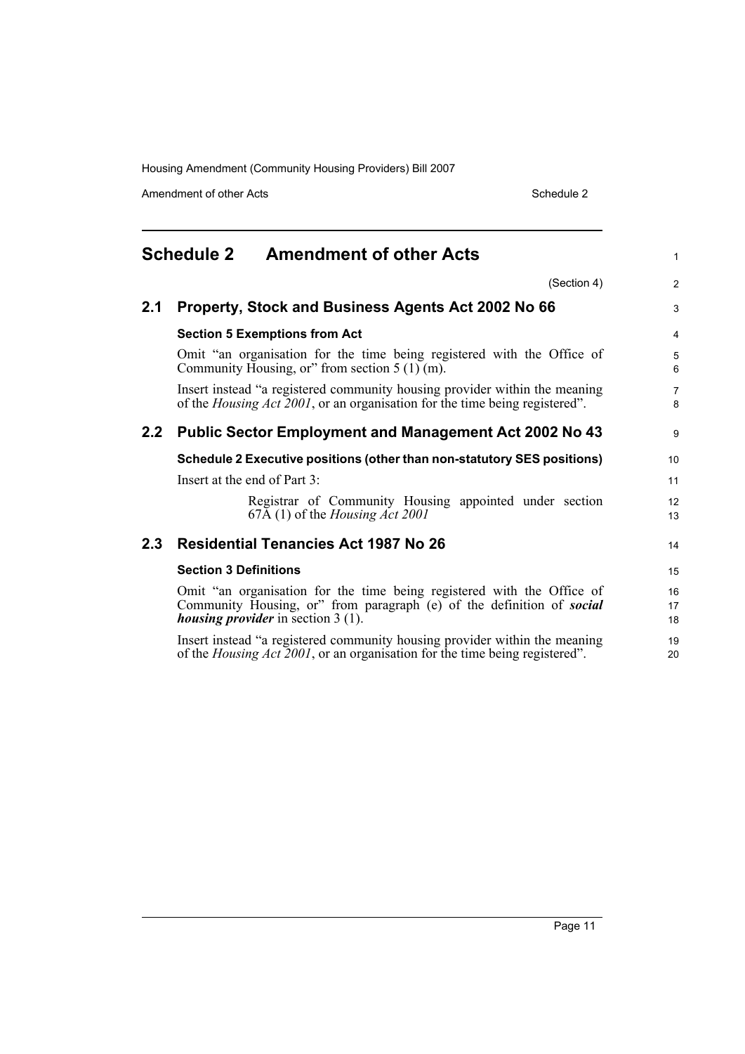## Schedule 2 Amendment of other Acts

(Section 4)

### 2.1 Property, Stock and Business Agents Act 2002 No 66

**Section 5 Exemptions from Act**

Omit "an organisation for the time being registered with the Office of Community Housing, or" from section 5 (1) (m).

Insert instead "a registered community housing provider within the meaning of the *Housing Act 2001*, or an organisation for the time being registered".

### 2.2 Public Sector Employment and Management Act 2002 No 43

**Schedule 2 Executive positions (other than non-statutory SES positions)**

Insert at the end of Part 3:

> Registrar of Community Housing appointed under section 67A (1) of the *Housing Act 2001*

### 2.3 Residential Tenancies Act 1987 No 26

**Section 3 Definitions**

Omit "an organisation for the time being registered with the Office of Community Housing, or" from paragraph (e) of the definition of ***social housing provider*** in section 3 (1).

Insert instead "a registered community housing provider within the meaning of the *Housing Act 2001*, or an organisation for the time being registered".